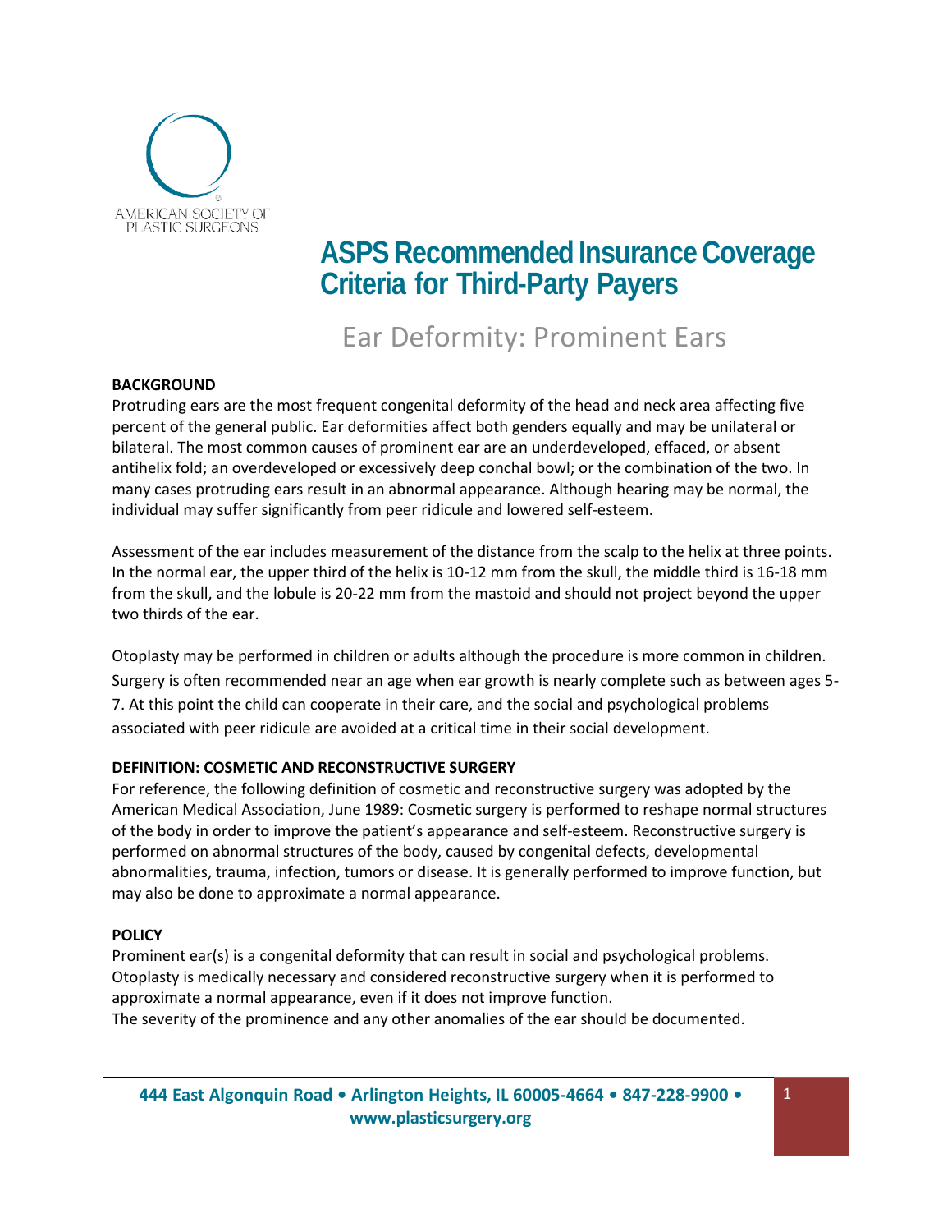AMERICAN SOCIETY OF PLASTIC SURGEONS

# ASPS Recommended Insurance Coverage Criteria for Third-Party Payers

## Ear Deformity: Prominent Ears

**BACKGROUND**

Protruding ears are the most frequent congenital deformity of the head and neck area affecting five percent of the general public. Ear deformities affect both genders equally and may be unilateral or bilateral. The most common causes of prominent ear are an underdeveloped, effaced, or absent antihelix fold; an overdeveloped or excessively deep conchal bowl; or the combination of the two. In many cases protruding ears result in an abnormal appearance. Although hearing may be normal, the individual may suffer significantly from peer ridicule and lowered self-esteem.

Assessment of the ear includes measurement of the distance from the scalp to the helix at three points. In the normal ear, the upper third of the helix is 10-12 mm from the skull, the middle third is 16-18 mm from the skull, and the lobule is 20-22 mm from the mastoid and should not project beyond the upper two thirds of the ear.

Otoplasty may be performed in children or adults although the procedure is more common in children. Surgery is often recommended near an age when ear growth is nearly complete such as between ages 5-7. At this point the child can cooperate in their care, and the social and psychological problems associated with peer ridicule are avoided at a critical time in their social development.

**DEFINITION: COSMETIC AND RECONSTRUCTIVE SURGERY**

For reference, the following definition of cosmetic and reconstructive surgery was adopted by the American Medical Association, June 1989: Cosmetic surgery is performed to reshape normal structures of the body in order to improve the patient's appearance and self-esteem. Reconstructive surgery is performed on abnormal structures of the body, caused by congenital defects, developmental abnormalities, trauma, infection, tumors or disease. It is generally performed to improve function, but may also be done to approximate a normal appearance.

**POLICY**

Prominent ear(s) is a congenital deformity that can result in social and psychological problems. Otoplasty is medically necessary and considered reconstructive surgery when it is performed to approximate a normal appearance, even if it does not improve function.

The severity of the prominence and any other anomalies of the ear should be documented.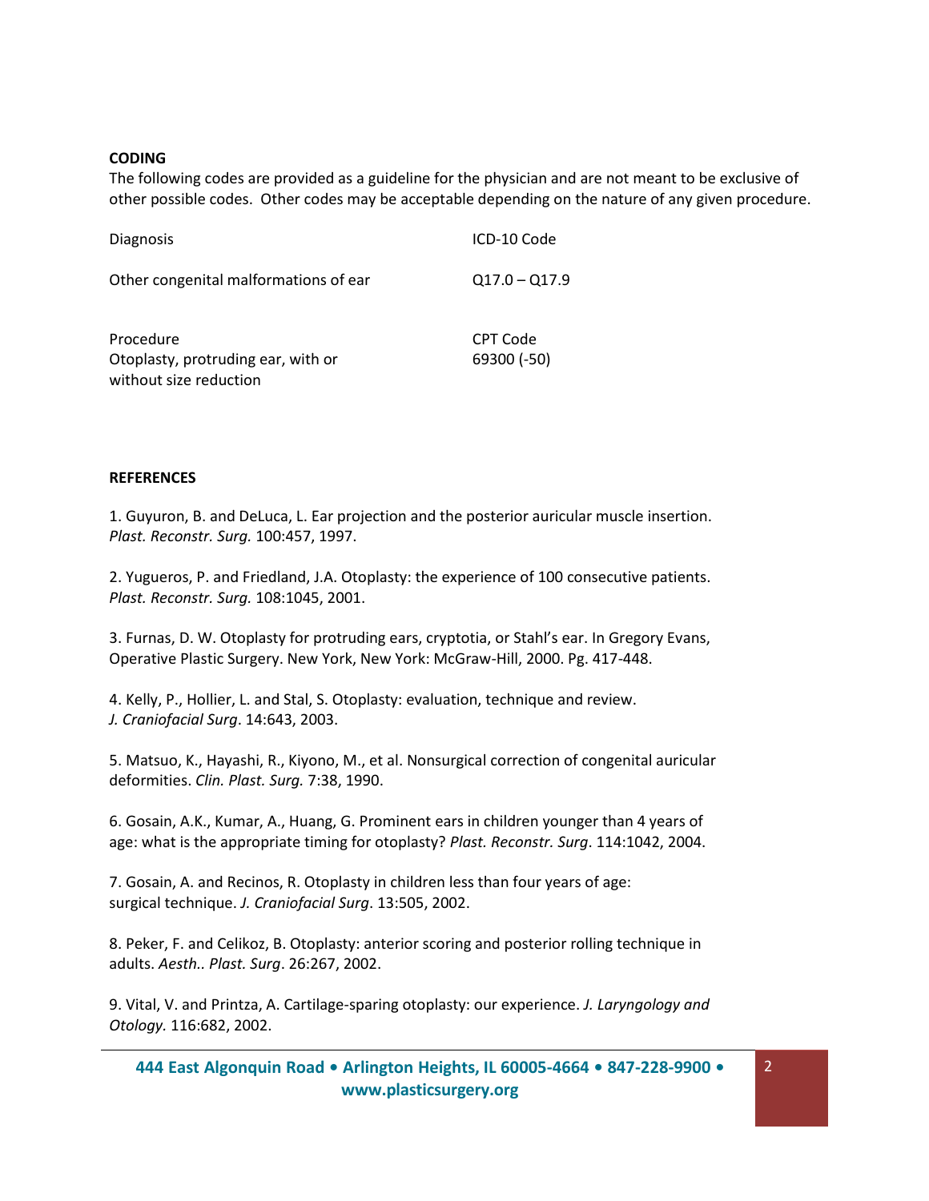**CODING**

The following codes are provided as a guideline for the physician and are not meant to be exclusive of other possible codes. Other codes may be acceptable depending on the nature of any given procedure.

| Diagnosis | ICD-10 Code |
|---|---|
| Other congenital malformations of ear | Q17.0 – Q17.9 |

| Procedure | CPT Code |
|---|---|
| Otoplasty, protruding ear, with or without size reduction | 69300 (-50) |

**REFERENCES**

1. Guyuron, B. and DeLuca, L. Ear projection and the posterior auricular muscle insertion. *Plast. Reconstr. Surg.* 100:457, 1997.

2. Yugueros, P. and Friedland, J.A. Otoplasty: the experience of 100 consecutive patients. *Plast. Reconstr. Surg.* 108:1045, 2001.

3. Furnas, D. W. Otoplasty for protruding ears, cryptotia, or Stahl's ear. In Gregory Evans, Operative Plastic Surgery. New York, New York: McGraw-Hill, 2000. Pg. 417-448.

4. Kelly, P., Hollier, L. and Stal, S. Otoplasty: evaluation, technique and review. *J. Craniofacial Surg*. 14:643, 2003.

5. Matsuo, K., Hayashi, R., Kiyono, M., et al. Nonsurgical correction of congenital auricular deformities. *Clin. Plast. Surg.* 7:38, 1990.

6. Gosain, A.K., Kumar, A., Huang, G. Prominent ears in children younger than 4 years of age: what is the appropriate timing for otoplasty? *Plast. Reconstr. Surg*. 114:1042, 2004.

7. Gosain, A. and Recinos, R. Otoplasty in children less than four years of age: surgical technique. *J. Craniofacial Surg*. 13:505, 2002.

8. Peker, F. and Celikoz, B. Otoplasty: anterior scoring and posterior rolling technique in adults. *Aesth.. Plast. Surg*. 26:267, 2002.

9. Vital, V. and Printza, A. Cartilage-sparing otoplasty: our experience. *J. Laryngology and Otology.* 116:682, 2002.

**444 East Algonquin Road • Arlington Heights, IL 60005-4664 • 847-228-9900 • www.plasticsurgery.org**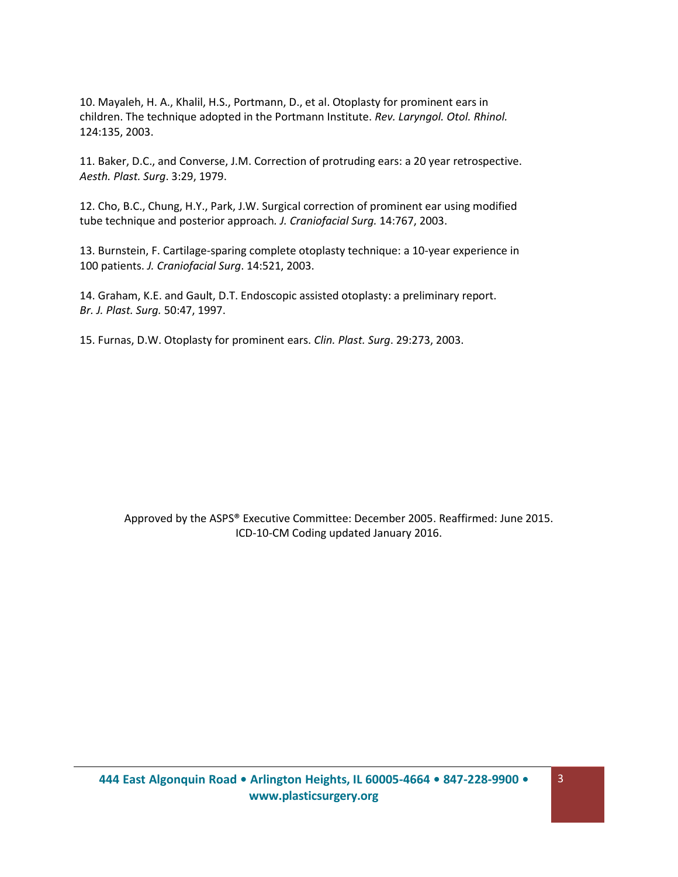10. Mayaleh, H. A., Khalil, H.S., Portmann, D., et al. Otoplasty for prominent ears in children. The technique adopted in the Portmann Institute. *Rev. Laryngol. Otol. Rhinol.* 124:135, 2003.

11. Baker, D.C., and Converse, J.M. Correction of protruding ears: a 20 year retrospective. *Aesth. Plast. Surg*. 3:29, 1979.

12. Cho, B.C., Chung, H.Y., Park, J.W. Surgical correction of prominent ear using modified tube technique and posterior approach*. J. Craniofacial Surg.* 14:767, 2003.

13. Burnstein, F. Cartilage-sparing complete otoplasty technique: a 10-year experience in 100 patients. *J. Craniofacial Surg*. 14:521, 2003.

14. Graham, K.E. and Gault, D.T. Endoscopic assisted otoplasty: a preliminary report. *Br. J. Plast. Surg.* 50:47, 1997.

15. Furnas, D.W. Otoplasty for prominent ears. *Clin. Plast. Surg*. 29:273, 2003.

Approved by the ASPS® Executive Committee: December 2005. Reaffirmed: June 2015.
ICD-10-CM Coding updated January 2016.

**444 East Algonquin Road • Arlington Heights, IL 60005-4664 • 847-228-9900 • www.plasticsurgery.org**